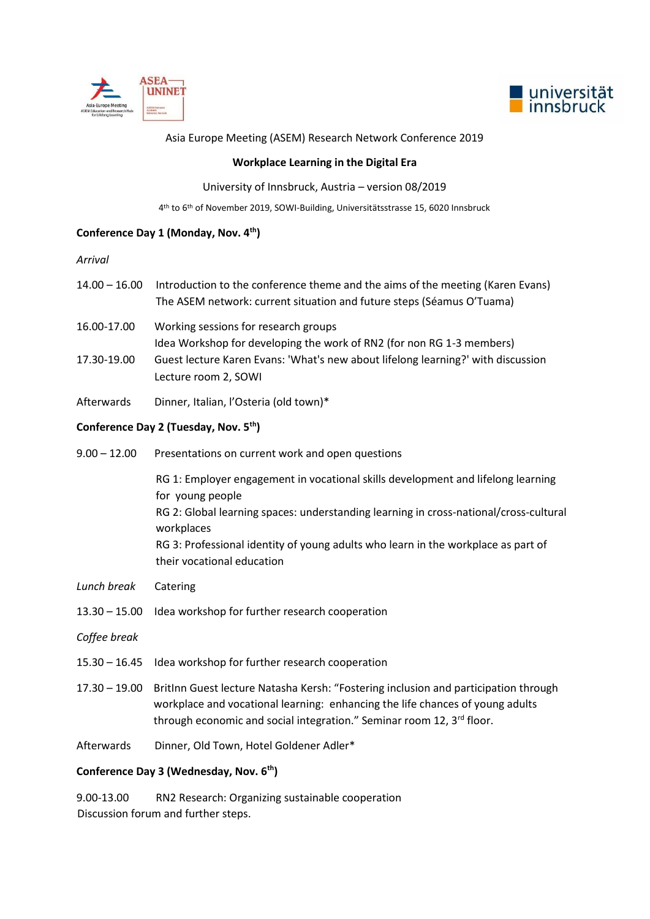Asia Europe Meeting (ASEM) Research Network Conference 2019

**Workplace Learning in the Digital Era**

University of Innsbruck, Austria – version 08/2019

4th to 6th of November 2019, SOWI-Building, Universitätsstrasse 15, 6020 Innsbruck

**Conference Day 1 (Monday, Nov. 4th)**

*Arrival*

14.00 – 16.00 Introduction to the conference theme and the aims of the meeting (Karen Evans)
The ASEM network: current situation and future steps (Séamus O'Tuama)

16.00-17.00 Working sessions for research groups
Idea Workshop for developing the work of RN2 (for non RG 1-3 members)

17.30-19.00 Guest lecture Karen Evans: 'What's new about lifelong learning?' with discussion
Lecture room 2, SOWI

Afterwards Dinner, Italian, l'Osteria (old town)*

**Conference Day 2 (Tuesday, Nov. 5th)**

9.00 – 12.00 Presentations on current work and open questions

RG 1: Employer engagement in vocational skills development and lifelong learning for young people
RG 2: Global learning spaces: understanding learning in cross-national/cross-cultural workplaces
RG 3: Professional identity of young adults who learn in the workplace as part of their vocational education

*Lunch break* Catering

13.30 – 15.00 Idea workshop for further research cooperation

*Coffee break*

15.30 – 16.45 Idea workshop for further research cooperation

17.30 – 19.00 BritInn Guest lecture Natasha Kersh: "Fostering inclusion and participation through workplace and vocational learning: enhancing the life chances of young adults through economic and social integration." Seminar room 12, 3rd floor.

Afterwards Dinner, Old Town, Hotel Goldener Adler*

**Conference Day 3 (Wednesday, Nov. 6th)**

9.00-13.00 RN2 Research: Organizing sustainable cooperation
Discussion forum and further steps.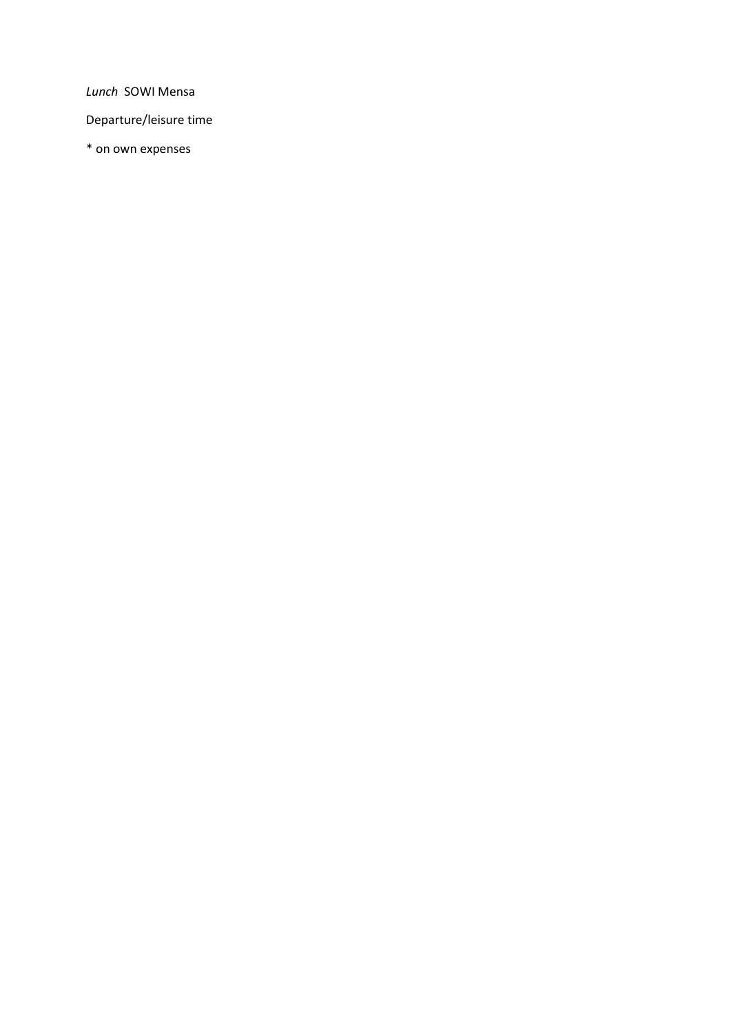*Lunch* SOWI Mensa

Departure/leisure time

* on own expenses